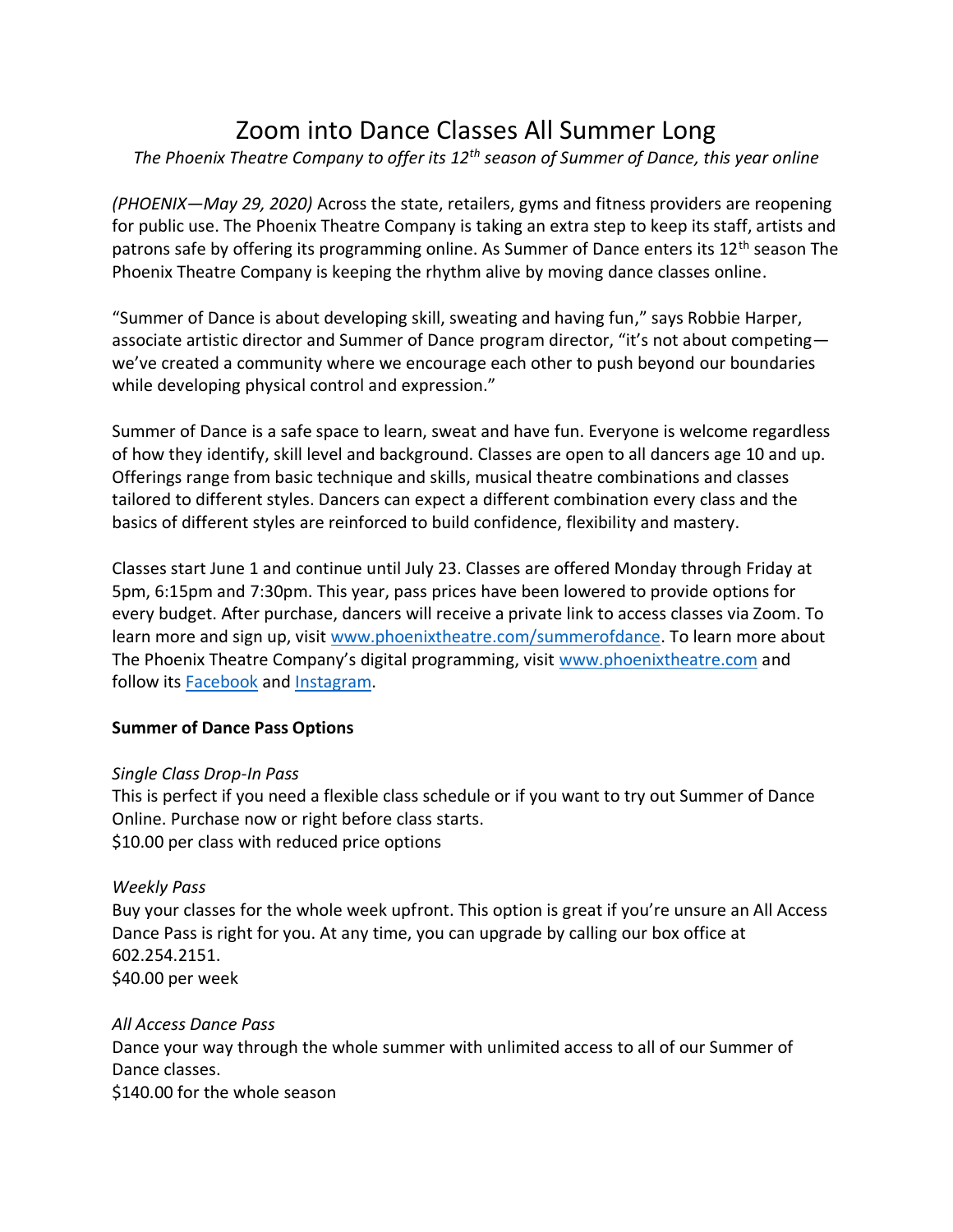# Zoom into Dance Classes All Summer Long

*The Phoenix Theatre Company to offer its 12th season of Summer of Dance, this year online*

*(PHOENIX—May 29, 2020)* Across the state, retailers, gyms and fitness providers are reopening for public use. The Phoenix Theatre Company is taking an extra step to keep its staff, artists and patrons safe by offering its programming online. As Summer of Dance enters its 12th season The Phoenix Theatre Company is keeping the rhythm alive by moving dance classes online.

"Summer of Dance is about developing skill, sweating and having fun," says Robbie Harper, associate artistic director and Summer of Dance program director, "it's not about competing—we've created a community where we encourage each other to push beyond our boundaries while developing physical control and expression."

Summer of Dance is a safe space to learn, sweat and have fun. Everyone is welcome regardless of how they identify, skill level and background. Classes are open to all dancers age 10 and up. Offerings range from basic technique and skills, musical theatre combinations and classes tailored to different styles. Dancers can expect a different combination every class and the basics of different styles are reinforced to build confidence, flexibility and mastery.

Classes start June 1 and continue until July 23. Classes are offered Monday through Friday at 5pm, 6:15pm and 7:30pm. This year, pass prices have been lowered to provide options for every budget. After purchase, dancers will receive a private link to access classes via Zoom. To learn more and sign up, visit [www.phoenixtheatre.com/summerofdance](http://www.phoenixtheatre.com/summerofdance). To learn more about The Phoenix Theatre Company's digital programming, visit [www.phoenixtheatre.com](http://www.phoenixtheatre.com) and follow its Facebook and Instagram.

**Summer of Dance Pass Options**

*Single Class Drop-In Pass*
This is perfect if you need a flexible class schedule or if you want to try out Summer of Dance Online. Purchase now or right before class starts.
$10.00 per class with reduced price options

*Weekly Pass*
Buy your classes for the whole week upfront. This option is great if you're unsure an All Access Dance Pass is right for you. At any time, you can upgrade by calling our box office at 602.254.2151.
$40.00 per week

*All Access Dance Pass*
Dance your way through the whole summer with unlimited access to all of our Summer of Dance classes.
$140.00 for the whole season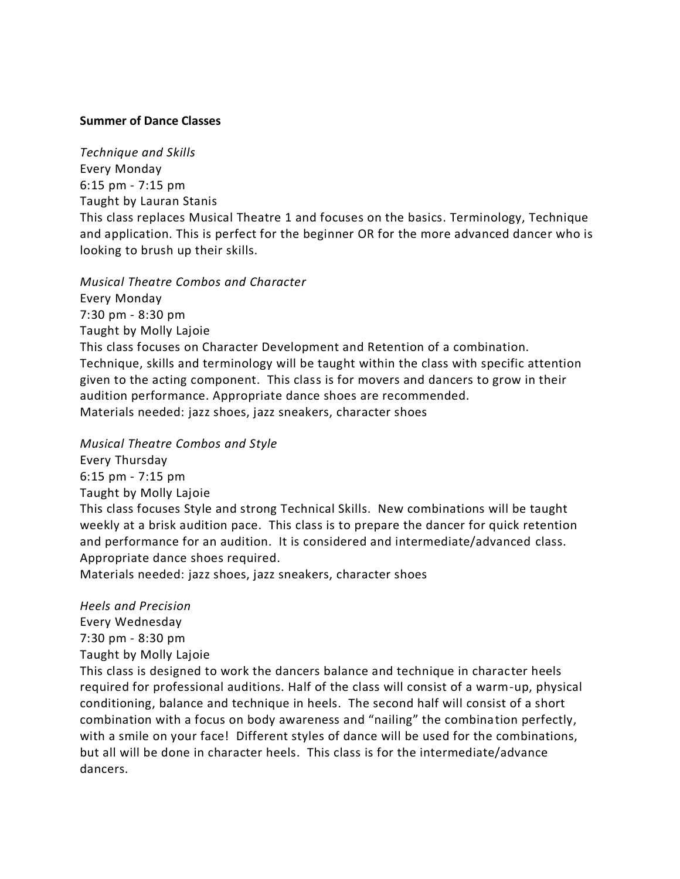**Summer of Dance Classes**

*Technique and Skills*
Every Monday
6:15 pm - 7:15 pm
Taught by Lauran Stanis
This class replaces Musical Theatre 1 and focuses on the basics. Terminology, Technique and application. This is perfect for the beginner OR for the more advanced dancer who is looking to brush up their skills.

*Musical Theatre Combos and Character*
Every Monday
7:30 pm - 8:30 pm
Taught by Molly Lajoie
This class focuses on Character Development and Retention of a combination. Technique, skills and terminology will be taught within the class with specific attention given to the acting component. This class is for movers and dancers to grow in their audition performance. Appropriate dance shoes are recommended.
Materials needed: jazz shoes, jazz sneakers, character shoes

*Musical Theatre Combos and Style*
Every Thursday
6:15 pm - 7:15 pm
Taught by Molly Lajoie
This class focuses Style and strong Technical Skills. New combinations will be taught weekly at a brisk audition pace. This class is to prepare the dancer for quick retention and performance for an audition. It is considered and intermediate/advanced class. Appropriate dance shoes required.
Materials needed: jazz shoes, jazz sneakers, character shoes

*Heels and Precision*
Every Wednesday
7:30 pm - 8:30 pm
Taught by Molly Lajoie
This class is designed to work the dancers balance and technique in character heels required for professional auditions. Half of the class will consist of a warm-up, physical conditioning, balance and technique in heels. The second half will consist of a short combination with a focus on body awareness and "nailing" the combination perfectly, with a smile on your face! Different styles of dance will be used for the combinations, but all will be done in character heels. This class is for the intermediate/advance dancers.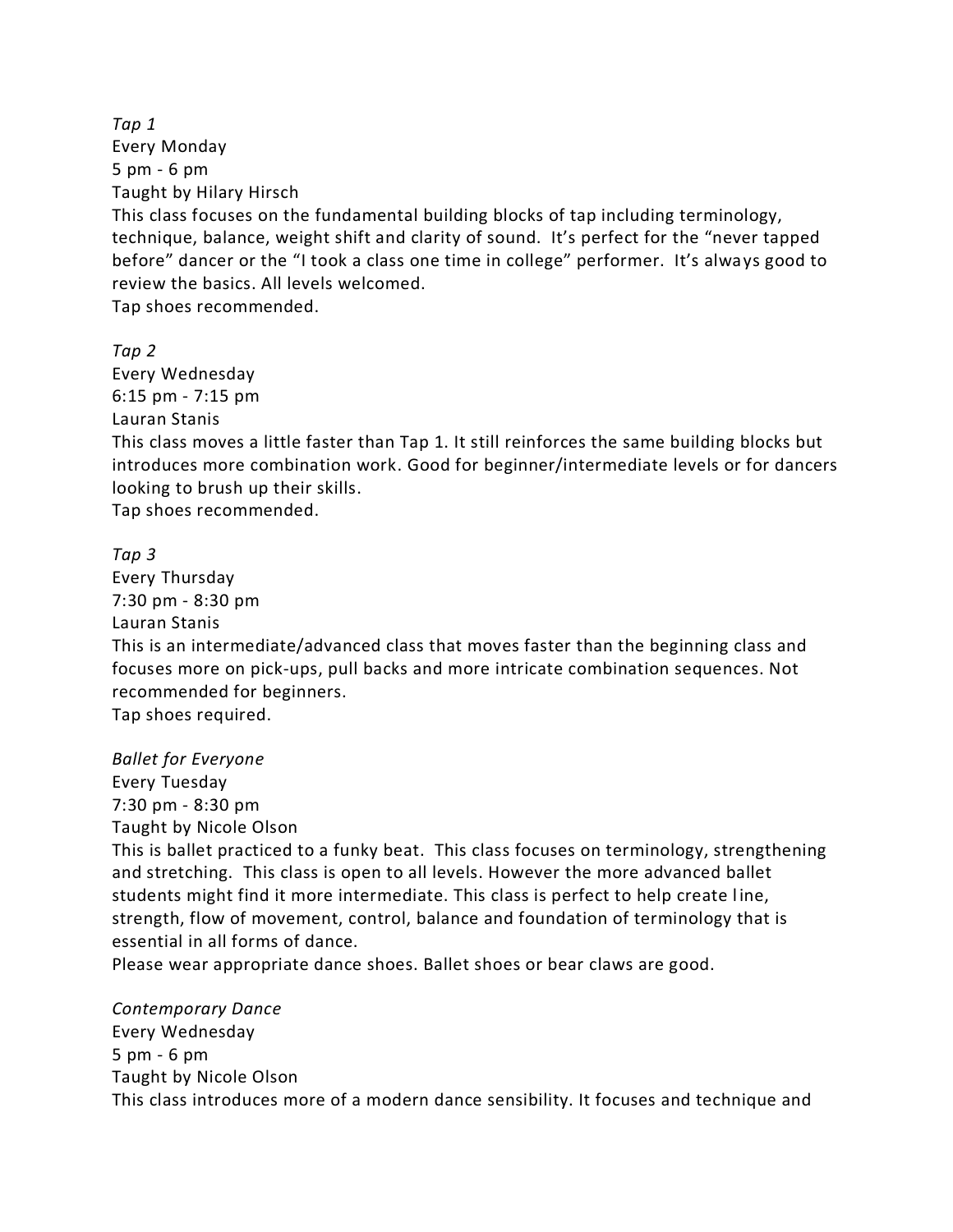*Tap 1*
Every Monday
5 pm - 6 pm
Taught by Hilary Hirsch
This class focuses on the fundamental building blocks of tap including terminology, technique, balance, weight shift and clarity of sound. It's perfect for the "never tapped before" dancer or the "I took a class one time in college" performer. It's always good to review the basics. All levels welcomed.
Tap shoes recommended.

*Tap 2*
Every Wednesday
6:15 pm - 7:15 pm
Lauran Stanis
This class moves a little faster than Tap 1. It still reinforces the same building blocks but introduces more combination work. Good for beginner/intermediate levels or for dancers looking to brush up their skills.
Tap shoes recommended.

*Tap 3*
Every Thursday
7:30 pm - 8:30 pm
Lauran Stanis
This is an intermediate/advanced class that moves faster than the beginning class and focuses more on pick-ups, pull backs and more intricate combination sequences. Not recommended for beginners.
Tap shoes required.

*Ballet for Everyone*
Every Tuesday
7:30 pm - 8:30 pm
Taught by Nicole Olson
This is ballet practiced to a funky beat. This class focuses on terminology, strengthening and stretching. This class is open to all levels. However the more advanced ballet students might find it more intermediate. This class is perfect to help create line, strength, flow of movement, control, balance and foundation of terminology that is essential in all forms of dance.
Please wear appropriate dance shoes. Ballet shoes or bear claws are good.

*Contemporary Dance*
Every Wednesday
5 pm - 6 pm
Taught by Nicole Olson
This class introduces more of a modern dance sensibility. It focuses and technique and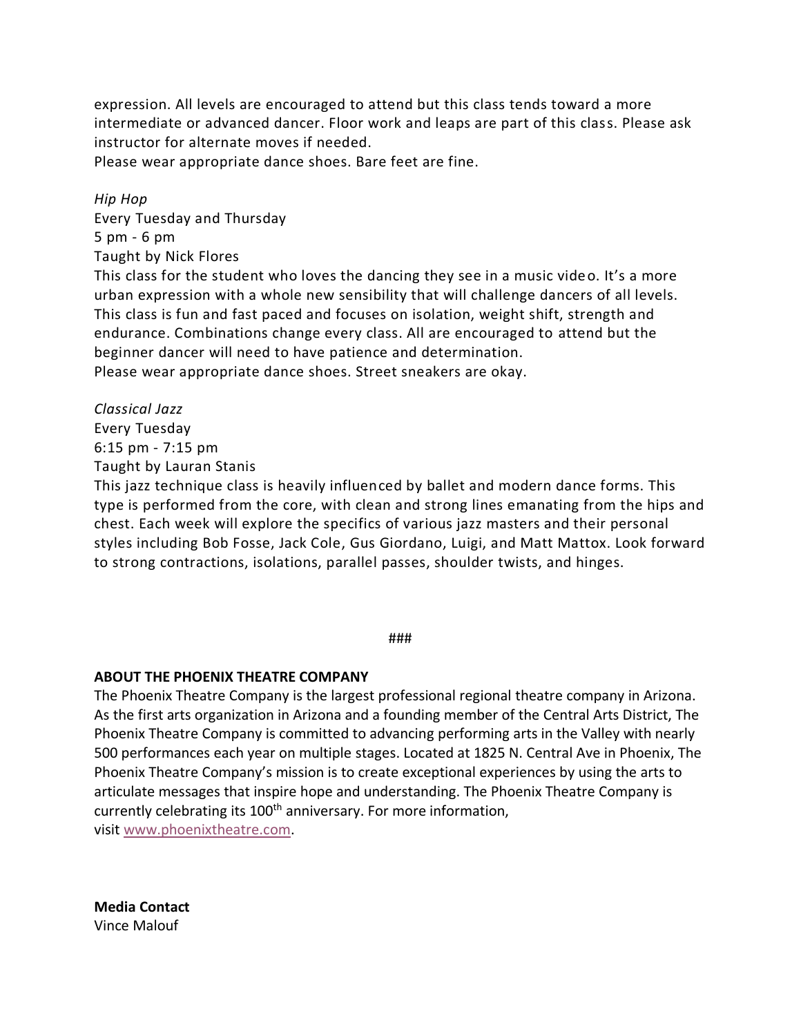expression. All levels are encouraged to attend but this class tends toward a more intermediate or advanced dancer. Floor work and leaps are part of this class. Please ask instructor for alternate moves if needed.
Please wear appropriate dance shoes. Bare feet are fine.

*Hip Hop*
Every Tuesday and Thursday
5 pm - 6 pm
Taught by Nick Flores
This class for the student who loves the dancing they see in a music video. It's a more urban expression with a whole new sensibility that will challenge dancers of all levels. This class is fun and fast paced and focuses on isolation, weight shift, strength and endurance. Combinations change every class. All are encouraged to attend but the beginner dancer will need to have patience and determination.
Please wear appropriate dance shoes. Street sneakers are okay.

*Classical Jazz*
Every Tuesday
6:15 pm - 7:15 pm
Taught by Lauran Stanis
This jazz technique class is heavily influenced by ballet and modern dance forms. This type is performed from the core, with clean and strong lines emanating from the hips and chest. Each week will explore the specifics of various jazz masters and their personal styles including Bob Fosse, Jack Cole, Gus Giordano, Luigi, and Matt Mattox. Look forward to strong contractions, isolations, parallel passes, shoulder twists, and hinges.

###

**ABOUT THE PHOENIX THEATRE COMPANY**
The Phoenix Theatre Company is the largest professional regional theatre company in Arizona. As the first arts organization in Arizona and a founding member of the Central Arts District, The Phoenix Theatre Company is committed to advancing performing arts in the Valley with nearly 500 performances each year on multiple stages. Located at 1825 N. Central Ave in Phoenix, The Phoenix Theatre Company's mission is to create exceptional experiences by using the arts to articulate messages that inspire hope and understanding. The Phoenix Theatre Company is currently celebrating its 100th anniversary. For more information, visit www.phoenixtheatre.com.

**Media Contact**
Vince Malouf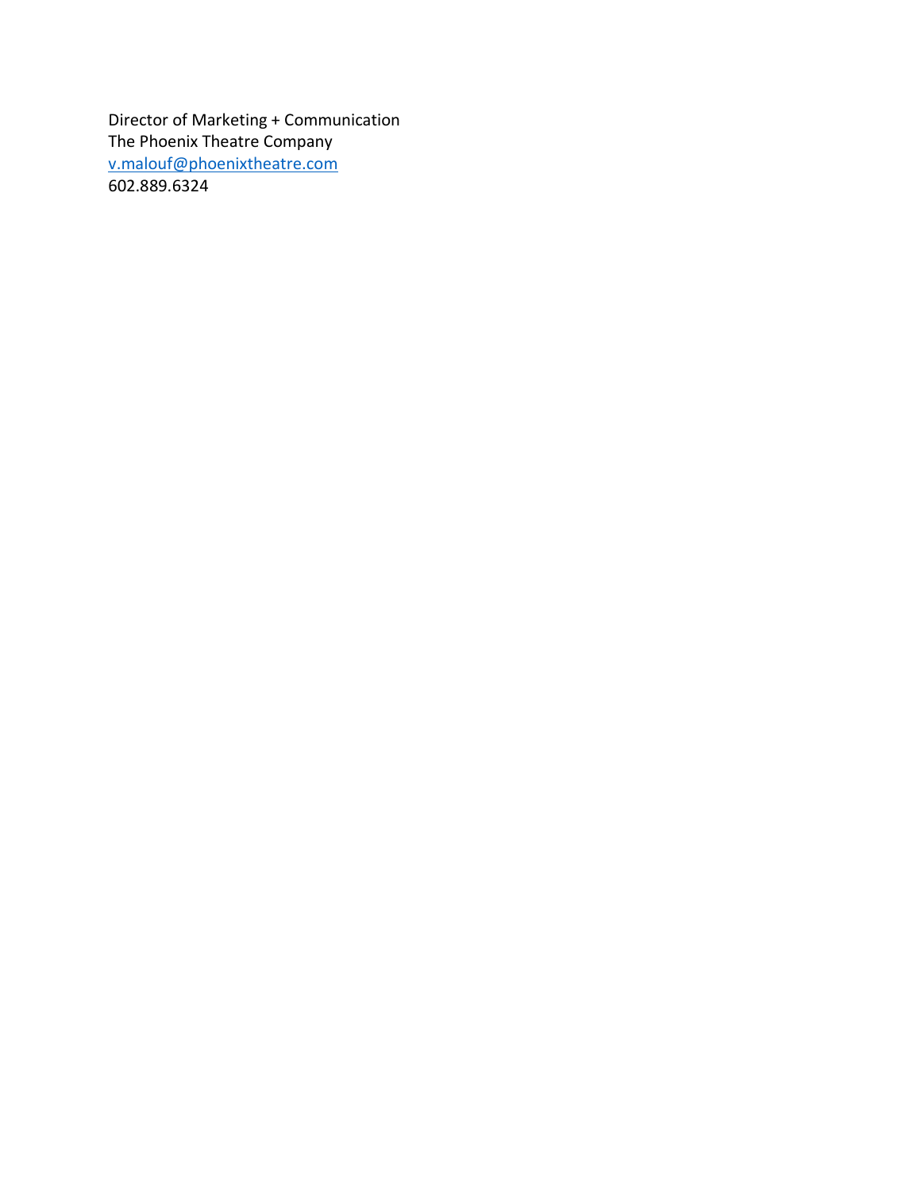Director of Marketing + Communication
The Phoenix Theatre Company
v.malouf@phoenixtheatre.com
602.889.6324